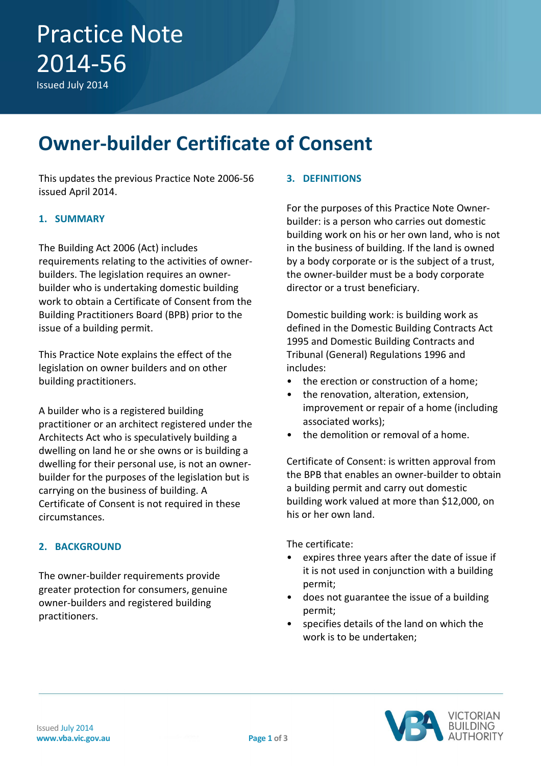# Practice Note 2014-56

Issued July 2014

# Owner-builder Certificate of Consent

This updates the previous Practice Note 2006-56 issued April 2014.

## 1. SUMMARY

The Building Act 2006 (Act) includes requirements relating to the activities of owner-builders. The legislation requires an owner-builder who is undertaking domestic building work to obtain a Certificate of Consent from the Building Practitioners Board (BPB) prior to the issue of a building permit.

This Practice Note explains the effect of the legislation on owner builders and on other building practitioners.

A builder who is a registered building practitioner or an architect registered under the Architects Act who is speculatively building a dwelling on land he or she owns or is building a dwelling for their personal use, is not an owner-builder for the purposes of the legislation but is carrying on the business of building. A Certificate of Consent is not required in these circumstances.

## 2. BACKGROUND

The owner-builder requirements provide greater protection for consumers, genuine owner-builders and registered building practitioners.

## 3. DEFINITIONS

For the purposes of this Practice Note Owner-builder: is a person who carries out domestic building work on his or her own land, who is not in the business of building. If the land is owned by a body corporate or is the subject of a trust, the owner-builder must be a body corporate director or a trust beneficiary.

Domestic building work: is building work as defined in the Domestic Building Contracts Act 1995 and Domestic Building Contracts and Tribunal (General) Regulations 1996 and includes:

- the erection or construction of a home;
- the renovation, alteration, extension, improvement or repair of a home (including associated works);
- the demolition or removal of a home.

Certificate of Consent: is written approval from the BPB that enables an owner-builder to obtain a building permit and carry out domestic building work valued at more than $12,000, on his or her own land.

The certificate:

- expires three years after the date of issue if it is not used in conjunction with a building permit;
- does not guarantee the issue of a building permit;
- specifies details of the land on which the work is to be undertaken;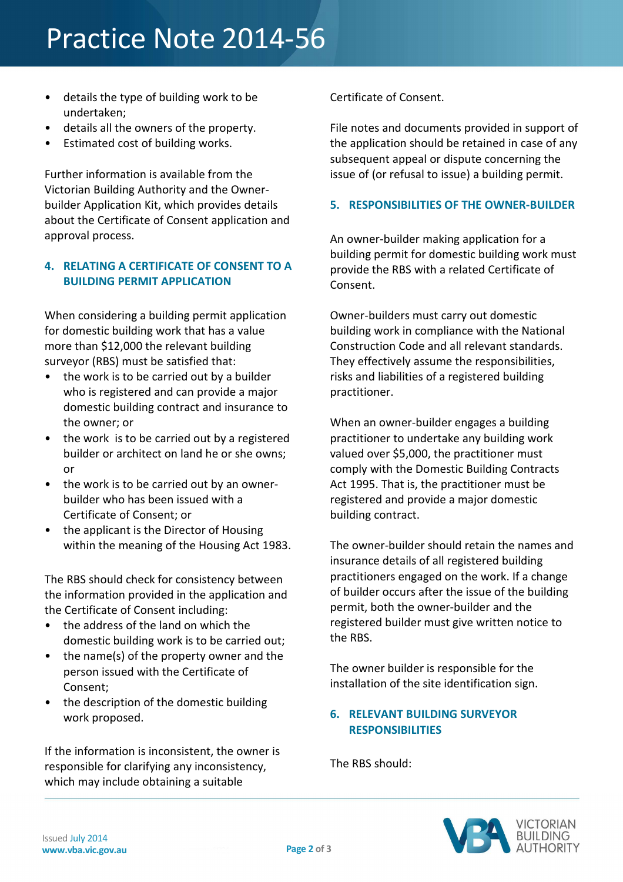- details the type of building work to be undertaken;
- details all the owners of the property.
- Estimated cost of building works.

Further information is available from the Victorian Building Authority and the Owner-builder Application Kit, which provides details about the Certificate of Consent application and approval process.

## 4. RELATING A CERTIFICATE OF CONSENT TO A BUILDING PERMIT APPLICATION

When considering a building permit application for domestic building work that has a value more than $12,000 the relevant building surveyor (RBS) must be satisfied that:

- the work is to be carried out by a builder who is registered and can provide a major domestic building contract and insurance to the owner; or
- the work is to be carried out by a registered builder or architect on land he or she owns; or
- the work is to be carried out by an owner-builder who has been issued with a Certificate of Consent; or
- the applicant is the Director of Housing within the meaning of the Housing Act 1983.

The RBS should check for consistency between the information provided in the application and the Certificate of Consent including:

- the address of the land on which the domestic building work is to be carried out;
- the name(s) of the property owner and the person issued with the Certificate of Consent;
- the description of the domestic building work proposed.

If the information is inconsistent, the owner is responsible for clarifying any inconsistency, which may include obtaining a suitable Certificate of Consent.

File notes and documents provided in support of the application should be retained in case of any subsequent appeal or dispute concerning the issue of (or refusal to issue) a building permit.

## 5. RESPONSIBILITIES OF THE OWNER-BUILDER

An owner-builder making application for a building permit for domestic building work must provide the RBS with a related Certificate of Consent.

Owner-builders must carry out domestic building work in compliance with the National Construction Code and all relevant standards. They effectively assume the responsibilities, risks and liabilities of a registered building practitioner.

When an owner-builder engages a building practitioner to undertake any building work valued over $5,000, the practitioner must comply with the Domestic Building Contracts Act 1995. That is, the practitioner must be registered and provide a major domestic building contract.

The owner-builder should retain the names and insurance details of all registered building practitioners engaged on the work. If a change of builder occurs after the issue of the building permit, both the owner-builder and the registered builder must give written notice to the RBS.

The owner builder is responsible for the installation of the site identification sign.

## 6. RELEVANT BUILDING SURVEYOR RESPONSIBILITIES

The RBS should: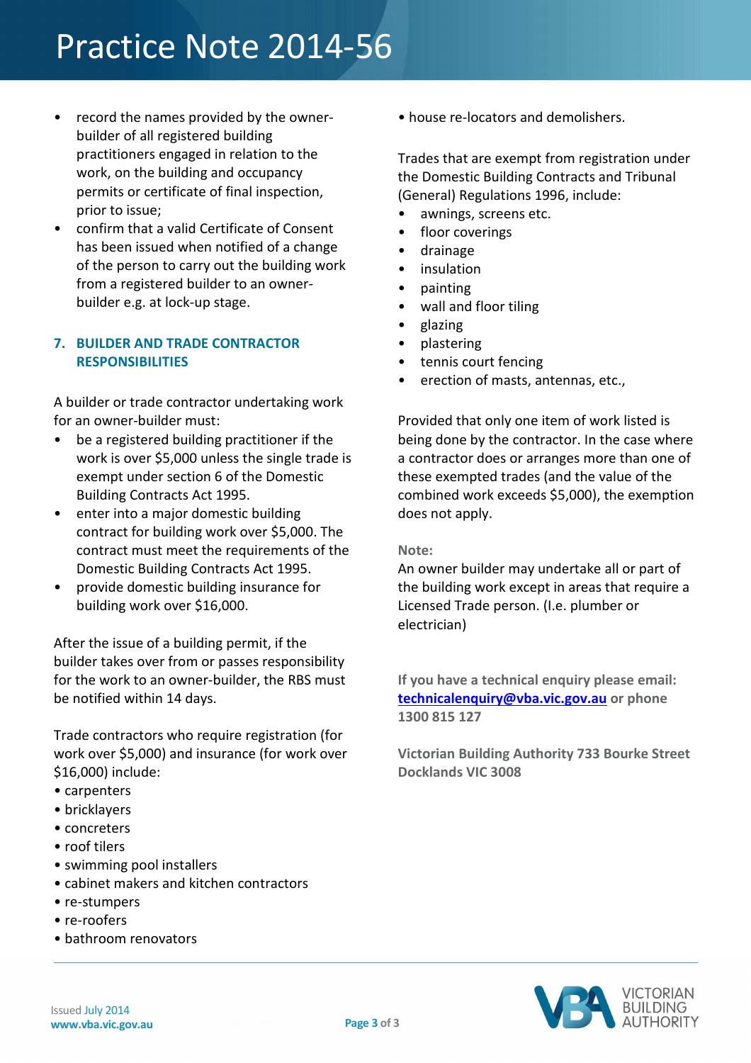- record the names provided by the owner-builder of all registered building practitioners engaged in relation to the work, on the building and occupancy permits or certificate of final inspection, prior to issue;
- confirm that a valid Certificate of Consent has been issued when notified of a change of the person to carry out the building work from a registered builder to an owner-builder e.g. at lock-up stage.

## 7. BUILDER AND TRADE CONTRACTOR RESPONSIBILITIES

A builder or trade contractor undertaking work for an owner-builder must:

- be a registered building practitioner if the work is over $5,000 unless the single trade is exempt under section 6 of the Domestic Building Contracts Act 1995.
- enter into a major domestic building contract for building work over $5,000. The contract must meet the requirements of the Domestic Building Contracts Act 1995.
- provide domestic building insurance for building work over $16,000.

After the issue of a building permit, if the builder takes over from or passes responsibility for the work to an owner-builder, the RBS must be notified within 14 days.

Trade contractors who require registration (for work over $5,000) and insurance (for work over $16,000) include:

- carpenters
- bricklayers
- concreters
- roof tilers
- swimming pool installers
- cabinet makers and kitchen contractors
- re-stumpers
- re-roofers
- bathroom renovators
- house re-locators and demolishers.

Trades that are exempt from registration under the Domestic Building Contracts and Tribunal (General) Regulations 1996, include:

- awnings, screens etc.
- floor coverings
- drainage
- insulation
- painting
- wall and floor tiling
- glazing
- plastering
- tennis court fencing
- erection of masts, antennas, etc.,

Provided that only one item of work listed is being done by the contractor. In the case where a contractor does or arranges more than one of these exempted trades (and the value of the combined work exceeds $5,000), the exemption does not apply.

**Note:**
An owner builder may undertake all or part of the building work except in areas that require a Licensed Trade person. (I.e. plumber or electrician)

**If you have a technical enquiry please email: technicalenquiry@vba.vic.gov.au or phone 1300 815 127**

**Victorian Building Authority 733 Bourke Street Docklands VIC 3008**